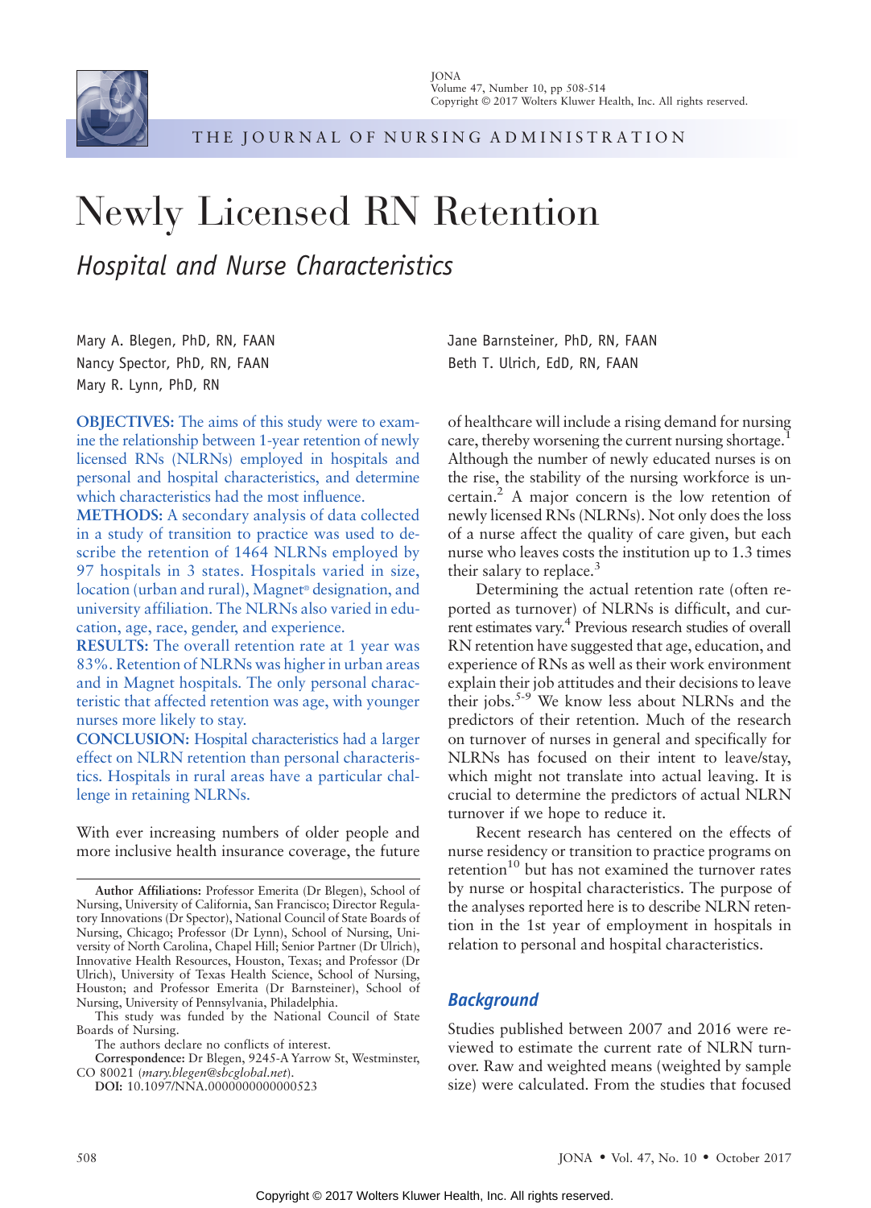# Newly Licensed RN Retention

## *Hospital and Nurse Characteristics*

Mary A. Blegen, PhD, RN, FAAN
Nancy Spector, PhD, RN, FAAN
Mary R. Lynn, PhD, RN
Jane Barnsteiner, PhD, RN, FAAN
Beth T. Ulrich, EdD, RN, FAAN

**OBJECTIVES:** The aims of this study were to examine the relationship between 1-year retention of newly licensed RNs (NLRNs) employed in hospitals and personal and hospital characteristics, and determine which characteristics had the most influence.
**METHODS:** A secondary analysis of data collected in a study of transition to practice was used to describe the retention of 1464 NLRNs employed by 97 hospitals in 3 states. Hospitals varied in size, location (urban and rural), Magnet® designation, and university affiliation. The NLRNs also varied in education, age, race, gender, and experience.
**RESULTS:** The overall retention rate at 1 year was 83%. Retention of NLRNs was higher in urban areas and in Magnet hospitals. The only personal characteristic that affected retention was age, with younger nurses more likely to stay.
**CONCLUSION:** Hospital characteristics had a larger effect on NLRN retention than personal characteristics. Hospitals in rural areas have a particular challenge in retaining NLRNs.

With ever increasing numbers of older people and more inclusive health insurance coverage, the future of healthcare will include a rising demand for nursing care, thereby worsening the current nursing shortage.[1] Although the number of newly educated nurses is on the rise, the stability of the nursing workforce is uncertain.[2] A major concern is the low retention of newly licensed RNs (NLRNs). Not only does the loss of a nurse affect the quality of care given, but each nurse who leaves costs the institution up to 1.3 times their salary to replace.[3]

Determining the actual retention rate (often reported as turnover) of NLRNs is difficult, and current estimates vary.[4] Previous research studies of overall RN retention have suggested that age, education, and experience of RNs as well as their work environment explain their job attitudes and their decisions to leave their jobs.[5-9] We know less about NLRNs and the predictors of their retention. Much of the research on turnover of nurses in general and specifically for NLRNs has focused on their intent to leave/stay, which might not translate into actual leaving. It is crucial to determine the predictors of actual NLRN turnover if we hope to reduce it.

Recent research has centered on the effects of nurse residency or transition to practice programs on retention[10] but has not examined the turnover rates by nurse or hospital characteristics. The purpose of the analyses reported here is to describe NLRN retention in the 1st year of employment in hospitals in relation to personal and hospital characteristics.

## Background

Studies published between 2007 and 2016 were reviewed to estimate the current rate of NLRN turnover. Raw and weighted means (weighted by sample size) were calculated. From the studies that focused

---

**Author Affiliations:** Professor Emerita (Dr Blegen), School of Nursing, University of California, San Francisco; Director Regulatory Innovations (Dr Spector), National Council of State Boards of Nursing, Chicago; Professor (Dr Lynn), School of Nursing, University of North Carolina, Chapel Hill; Senior Partner (Dr Ulrich), Innovative Health Resources, Houston, Texas; and Professor (Dr Ulrich), University of Texas Health Science, School of Nursing, Houston; and Professor Emerita (Dr Barnsteiner), School of Nursing, University of Pennsylvania, Philadelphia.

This study was funded by the National Council of State Boards of Nursing.

The authors declare no conflicts of interest.

**Correspondence:** Dr Blegen, 9245-A Yarrow St, Westminster, CO 80021 (*mary.blegen@sbcglobal.net*).

**DOI:** 10.1097/NNA.0000000000000523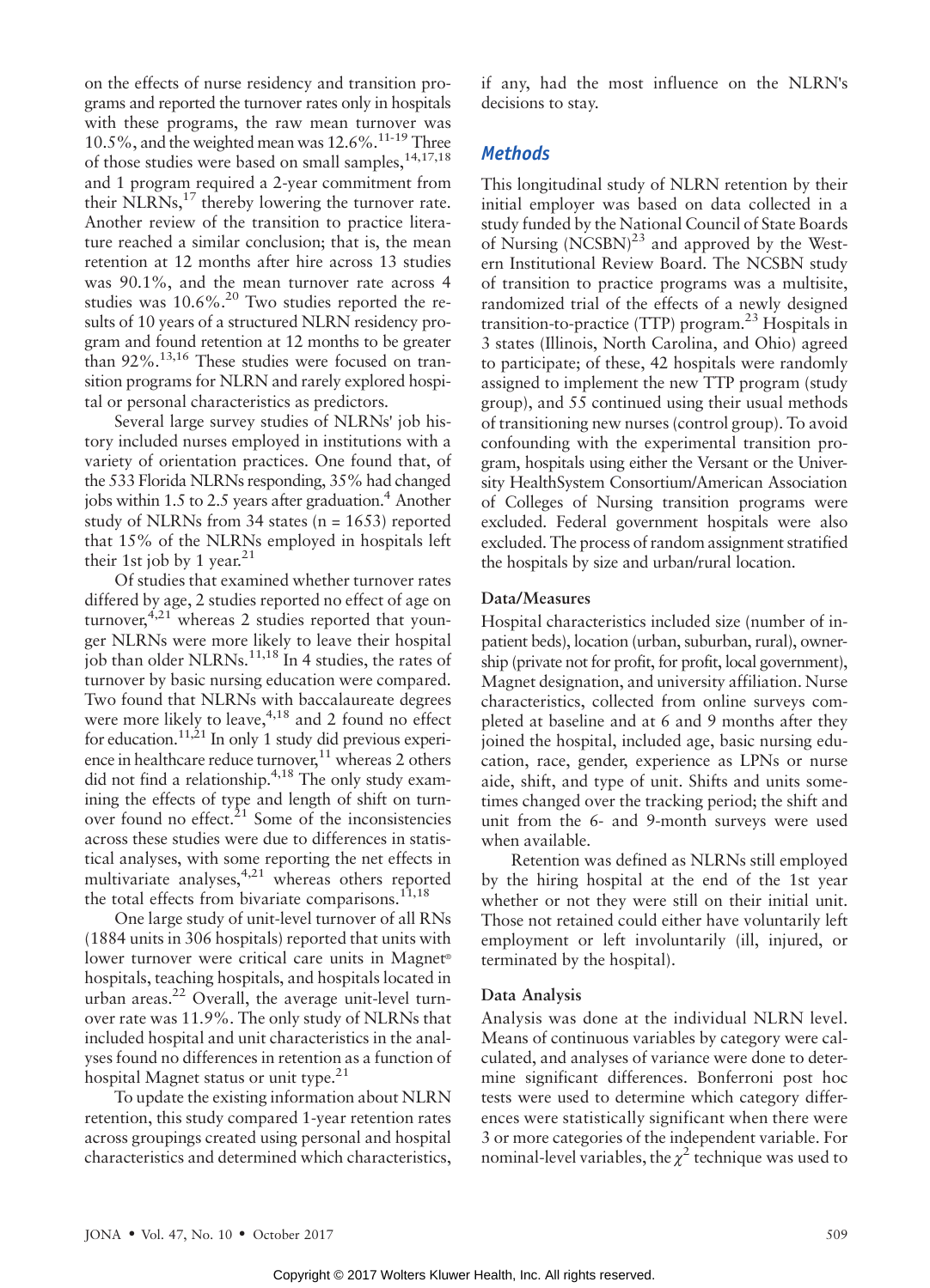on the effects of nurse residency and transition programs and reported the turnover rates only in hospitals with these programs, the raw mean turnover was 10.5%, and the weighted mean was 12.6%.[11-19] Three of those studies were based on small samples,[14,17,18] and 1 program required a 2-year commitment from their NLRNs,[17] thereby lowering the turnover rate. Another review of the transition to practice literature reached a similar conclusion; that is, the mean retention at 12 months after hire across 13 studies was 90.1%, and the mean turnover rate across 4 studies was 10.6%.[20] Two studies reported the results of 10 years of a structured NLRN residency program and found retention at 12 months to be greater than 92%.[13,16] These studies were focused on transition programs for NLRN and rarely explored hospital or personal characteristics as predictors.

Several large survey studies of NLRNs' job history included nurses employed in institutions with a variety of orientation practices. One found that, of the 533 Florida NLRNs responding, 35% had changed jobs within 1.5 to 2.5 years after graduation.[4] Another study of NLRNs from 34 states (n = 1653) reported that 15% of the NLRNs employed in hospitals left their 1st job by 1 year.[21]

Of studies that examined whether turnover rates differed by age, 2 studies reported no effect of age on turnover,[4,21] whereas 2 studies reported that younger NLRNs were more likely to leave their hospital job than older NLRNs.[11,18] In 4 studies, the rates of turnover by basic nursing education were compared. Two found that NLRNs with baccalaureate degrees were more likely to leave,[4,18] and 2 found no effect for education.[11,21] In only 1 study did previous experience in healthcare reduce turnover,[11] whereas 2 others did not find a relationship.[4,18] The only study examining the effects of type and length of shift on turnover found no effect.[21] Some of the inconsistencies across these studies were due to differences in statistical analyses, with some reporting the net effects in multivariate analyses,[4,21] whereas others reported the total effects from bivariate comparisons.[11,18]

One large study of unit-level turnover of all RNs (1884 units in 306 hospitals) reported that units with lower turnover were critical care units in Magnet® hospitals, teaching hospitals, and hospitals located in urban areas.[22] Overall, the average unit-level turnover rate was 11.9%. The only study of NLRNs that included hospital and unit characteristics in the analyses found no differences in retention as a function of hospital Magnet status or unit type.[21]

To update the existing information about NLRN retention, this study compared 1-year retention rates across groupings created using personal and hospital characteristics and determined which characteristics, if any, had the most influence on the NLRN's decisions to stay.

## Methods

This longitudinal study of NLRN retention by their initial employer was based on data collected in a study funded by the National Council of State Boards of Nursing (NCSBN)[23] and approved by the Western Institutional Review Board. The NCSBN study of transition to practice programs was a multisite, randomized trial of the effects of a newly designed transition-to-practice (TTP) program.[23] Hospitals in 3 states (Illinois, North Carolina, and Ohio) agreed to participate; of these, 42 hospitals were randomly assigned to implement the new TTP program (study group), and 55 continued using their usual methods of transitioning new nurses (control group). To avoid confounding with the experimental transition program, hospitals using either the Versant or the University HealthSystem Consortium/American Association of Colleges of Nursing transition programs were excluded. Federal government hospitals were also excluded. The process of random assignment stratified the hospitals by size and urban/rural location.

### Data/Measures

Hospital characteristics included size (number of inpatient beds), location (urban, suburban, rural), ownership (private not for profit, for profit, local government), Magnet designation, and university affiliation. Nurse characteristics, collected from online surveys completed at baseline and at 6 and 9 months after they joined the hospital, included age, basic nursing education, race, gender, experience as LPNs or nurse aide, shift, and type of unit. Shifts and units sometimes changed over the tracking period; the shift and unit from the 6- and 9-month surveys were used when available.

Retention was defined as NLRNs still employed by the hiring hospital at the end of the 1st year whether or not they were still on their initial unit. Those not retained could either have voluntarily left employment or left involuntarily (ill, injured, or terminated by the hospital).

### Data Analysis

Analysis was done at the individual NLRN level. Means of continuous variables by category were calculated, and analyses of variance were done to determine significant differences. Bonferroni post hoc tests were used to determine which category differences were statistically significant when there were 3 or more categories of the independent variable. For nominal-level variables, the $\chi^2$ technique was used to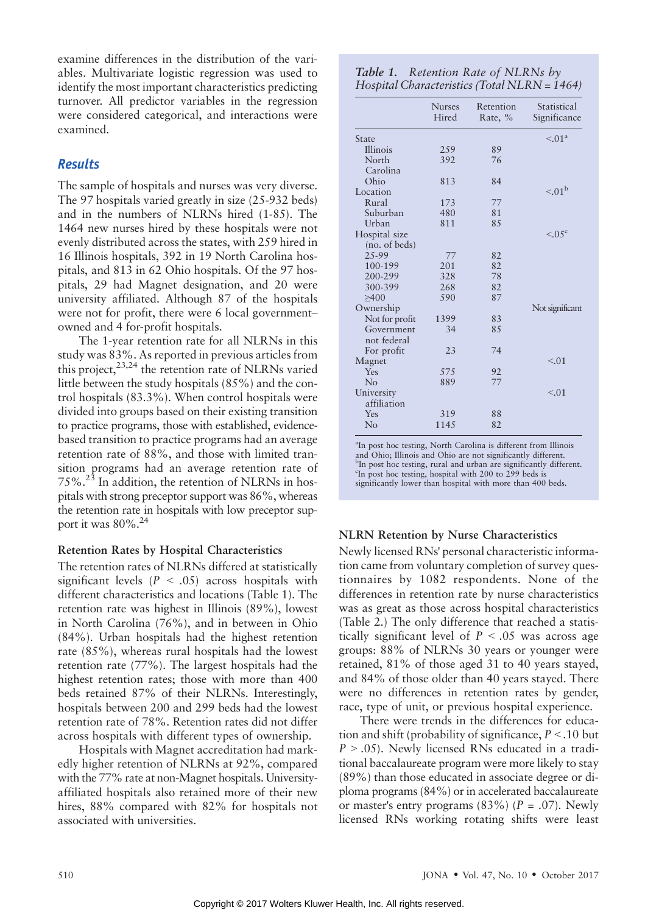examine differences in the distribution of the variables. Multivariate logistic regression was used to identify the most important characteristics predicting turnover. All predictor variables in the regression were considered categorical, and interactions were examined.

## Results

The sample of hospitals and nurses was very diverse. The 97 hospitals varied greatly in size (25-932 beds) and in the numbers of NLRNs hired (1-85). The 1464 new nurses hired by these hospitals were not evenly distributed across the states, with 259 hired in 16 Illinois hospitals, 392 in 19 North Carolina hospitals, and 813 in 62 Ohio hospitals. Of the 97 hospitals, 29 had Magnet designation, and 20 were university affiliated. Although 87 of the hospitals were not for profit, there were 6 local government–owned and 4 for-profit hospitals.

The 1-year retention rate for all NLRNs in this study was 83%. As reported in previous articles from this project,[23,24] the retention rate of NLRNs varied little between the study hospitals (85%) and the control hospitals (83.3%). When control hospitals were divided into groups based on their existing transition to practice programs, those with established, evidence-based transition to practice programs had an average retention rate of 88%, and those with limited transition programs had an average retention rate of 75%.[23] In addition, the retention of NLRNs in hospitals with strong preceptor support was 86%, whereas the retention rate in hospitals with low preceptor support it was 80%.[24]

### Retention Rates by Hospital Characteristics

The retention rates of NLRNs differed at statistically significant levels ($P < .05$) across hospitals with different characteristics and locations (Table 1). The retention rate was highest in Illinois (89%), lowest in North Carolina (76%), and in between in Ohio (84%). Urban hospitals had the highest retention rate (85%), whereas rural hospitals had the lowest retention rate (77%). The largest hospitals had the highest retention rates; those with more than 400 beds retained 87% of their NLRNs. Interestingly, hospitals between 200 and 299 beds had the lowest retention rate of 78%. Retention rates did not differ across hospitals with different types of ownership.

Hospitals with Magnet accreditation had markedly higher retention of NLRNs at 92%, compared with the 77% rate at non-Magnet hospitals. University-affiliated hospitals also retained more of their new hires, 88% compared with 82% for hospitals not associated with universities.

*Table 1. Retention Rate of NLRNs by Hospital Characteristics (Total NLRN = 1464)*

| | Nurses Hired | Retention Rate, % | Statistical Significance |
|---|---|---|---|
| State | | | <.01[a] |
| Illinois | 259 | 89 | |
| North Carolina | 392 | 76 | |
| Ohio | 813 | 84 | |
| Location | | | <.01[b] |
| Rural | 173 | 77 | |
| Suburban | 480 | 81 | |
| Urban | 811 | 85 | |
| Hospital size (no. of beds) | | | <.05[c] |
| 25-99 | 77 | 82 | |
| 100-199 | 201 | 82 | |
| 200-299 | 328 | 78 | |
| 300-399 | 268 | 82 | |
| ≥400 | 590 | 87 | |
| Ownership | | | Not significant |
| Not for profit | 1399 | 83 | |
| Government not federal | 34 | 85 | |
| For profit | 23 | 74 | |
| Magnet | | | <.01 |
| Yes | 575 | 92 | |
| No | 889 | 77 | |
| University affiliation | | | <.01 |
| Yes | 319 | 88 | |
| No | 1145 | 82 | |

[a]In post hoc testing, North Carolina is different from Illinois and Ohio; Illinois and Ohio are not significantly different.
[b]In post hoc testing, rural and urban are significantly different.
[c]In post hoc testing, hospital with 200 to 299 beds is significantly lower than hospital with more than 400 beds.

### NLRN Retention by Nurse Characteristics

Newly licensed RNs' personal characteristic information came from voluntary completion of survey questionnaires by 1082 respondents. None of the differences in retention rate by nurse characteristics was as great as those across hospital characteristics (Table 2.) The only difference that reached a statistically significant level of $P < .05$ was across age groups: 88% of NLRNs 30 years or younger were retained, 81% of those aged 31 to 40 years stayed, and 84% of those older than 40 years stayed. There were no differences in retention rates by gender, race, type of unit, or previous hospital experience.

There were trends in the differences for education and shift (probability of significance, $P < .10$ but $P > .05$). Newly licensed RNs educated in a traditional baccalaureate program were more likely to stay (89%) than those educated in associate degree or diploma programs (84%) or in accelerated baccalaureate or master's entry programs (83%) ($P = .07$). Newly licensed RNs working rotating shifts were least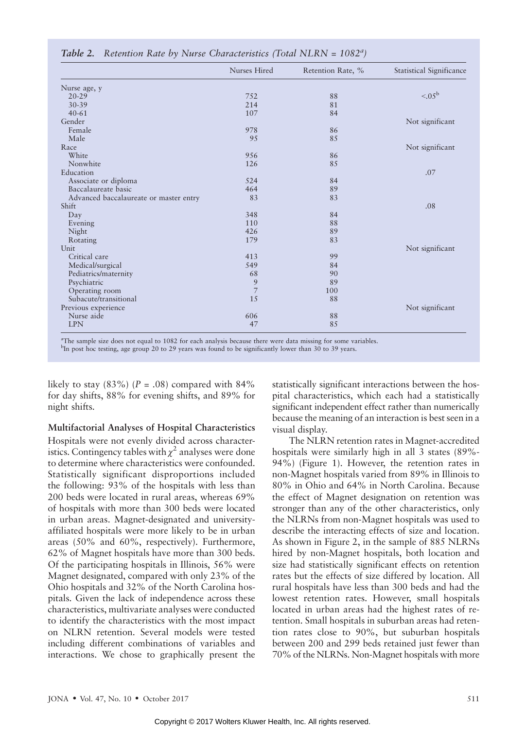*Table 2. Retention Rate by Nurse Characteristics (Total NLRN = 1082[a])*

| | Nurses Hired | Retention Rate, % | Statistical Significance |
|---|---|---|---|
| Nurse age, y | | | |
| 20-29 | 752 | 88 | <.05[b] |
| 30-39 | 214 | 81 | |
| 40-61 | 107 | 84 | |
| Gender | | | Not significant |
| Female | 978 | 86 | |
| Male | 95 | 85 | |
| Race | | | Not significant |
| White | 956 | 86 | |
| Nonwhite | 126 | 85 | |
| Education | | | .07 |
| Associate or diploma | 524 | 84 | |
| Baccalaureate basic | 464 | 89 | |
| Advanced baccalaureate or master entry | 83 | 83 | |
| Shift | | | .08 |
| Day | 348 | 84 | |
| Evening | 110 | 88 | |
| Night | 426 | 89 | |
| Rotating | 179 | 83 | |
| Unit | | | Not significant |
| Critical care | 413 | 99 | |
| Medical/surgical | 549 | 84 | |
| Pediatrics/maternity | 68 | 90 | |
| Psychiatric | 9 | 89 | |
| Operating room | 7 | 100 | |
| Subacute/transitional | 15 | 88 | |
| Previous experience | | | Not significant |
| Nurse aide | 606 | 88 | |
| LPN | 47 | 85 | |

[a]The sample size does not equal to 1082 for each analysis because there were data missing for some variables.
[b]In post hoc testing, age group 20 to 29 years was found to be significantly lower than 30 to 39 years.

likely to stay (83%) ($P$ = .08) compared with 84% for day shifts, 88% for evening shifts, and 89% for night shifts.

**Multifactorial Analyses of Hospital Characteristics**

Hospitals were not evenly divided across characteristics. Contingency tables with $\chi^2$ analyses were done to determine where characteristics were confounded. Statistically significant disproportions included the following: 93% of the hospitals with less than 200 beds were located in rural areas, whereas 69% of hospitals with more than 300 beds were located in urban areas. Magnet-designated and university-affiliated hospitals were more likely to be in urban areas (50% and 60%, respectively). Furthermore, 62% of Magnet hospitals have more than 300 beds. Of the participating hospitals in Illinois, 56% were Magnet designated, compared with only 23% of the Ohio hospitals and 32% of the North Carolina hospitals. Given the lack of independence across these characteristics, multivariate analyses were conducted to identify the characteristics with the most impact on NLRN retention. Several models were tested including different combinations of variables and interactions. We chose to graphically present the statistically significant interactions between the hospital characteristics, which each had a statistically significant independent effect rather than numerically because the meaning of an interaction is best seen in a visual display.

The NLRN retention rates in Magnet-accredited hospitals were similarly high in all 3 states (89%-94%) (Figure 1). However, the retention rates in non-Magnet hospitals varied from 89% in Illinois to 80% in Ohio and 64% in North Carolina. Because the effect of Magnet designation on retention was stronger than any of the other characteristics, only the NLRNs from non-Magnet hospitals was used to describe the interacting effects of size and location. As shown in Figure 2, in the sample of 885 NLRNs hired by non-Magnet hospitals, both location and size had statistically significant effects on retention rates but the effects of size differed by location. All rural hospitals have less than 300 beds and had the lowest retention rates. However, small hospitals located in urban areas had the highest rates of retention. Small hospitals in suburban areas had retention rates close to 90%, but suburban hospitals between 200 and 299 beds retained just fewer than 70% of the NLRNs. Non-Magnet hospitals with more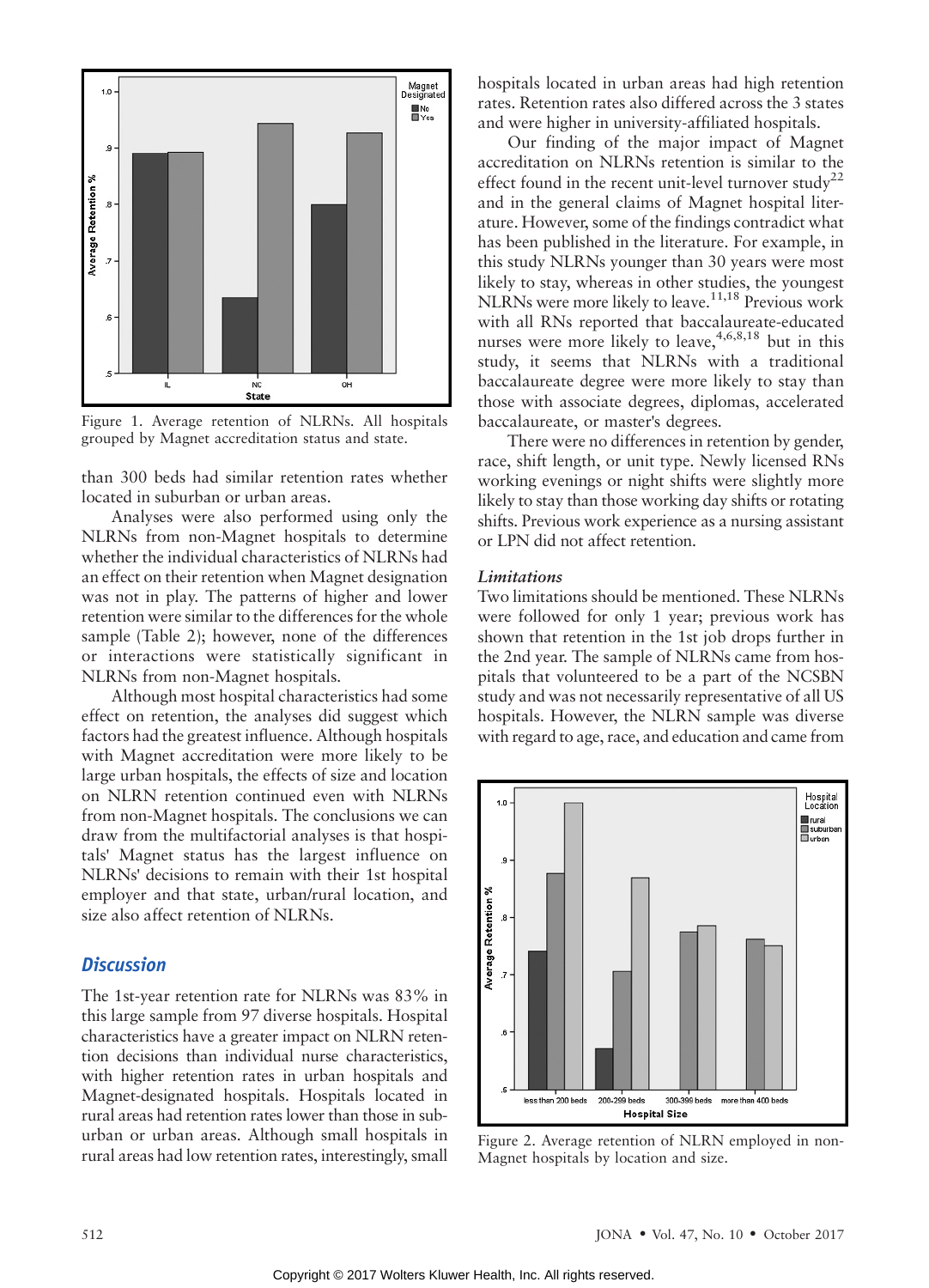Figure 1. Average retention of NLRNs. All hospitals grouped by Magnet accreditation status and state.

than 300 beds had similar retention rates whether located in suburban or urban areas.

Analyses were also performed using only the NLRNs from non-Magnet hospitals to determine whether the individual characteristics of NLRNs had an effect on their retention when Magnet designation was not in play. The patterns of higher and lower retention were similar to the differences for the whole sample (Table 2); however, none of the differences or interactions were statistically significant in NLRNs from non-Magnet hospitals.

Although most hospital characteristics had some effect on retention, the analyses did suggest which factors had the greatest influence. Although hospitals with Magnet accreditation were more likely to be large urban hospitals, the effects of size and location on NLRN retention continued even with NLRNs from non-Magnet hospitals. The conclusions we can draw from the multifactorial analyses is that hospitals' Magnet status has the largest influence on NLRNs' decisions to remain with their 1st hospital employer and that state, urban/rural location, and size also affect retention of NLRNs.

## Discussion

The 1st-year retention rate for NLRNs was 83% in this large sample from 97 diverse hospitals. Hospital characteristics have a greater impact on NLRN retention decisions than individual nurse characteristics, with higher retention rates in urban hospitals and Magnet-designated hospitals. Hospitals located in rural areas had retention rates lower than those in suburban or urban areas. Although small hospitals in rural areas had low retention rates, interestingly, small hospitals located in urban areas had high retention rates. Retention rates also differed across the 3 states and were higher in university-affiliated hospitals.

Our finding of the major impact of Magnet accreditation on NLRNs retention is similar to the effect found in the recent unit-level turnover study[22] and in the general claims of Magnet hospital literature. However, some of the findings contradict what has been published in the literature. For example, in this study NLRNs younger than 30 years were most likely to stay, whereas in other studies, the youngest NLRNs were more likely to leave.[11,18] Previous work with all RNs reported that baccalaureate-educated nurses were more likely to leave,[4,6,8,18] but in this study, it seems that NLRNs with a traditional baccalaureate degree were more likely to stay than those with associate degrees, diplomas, accelerated baccalaureate, or master's degrees.

There were no differences in retention by gender, race, shift length, or unit type. Newly licensed RNs working evenings or night shifts were slightly more likely to stay than those working day shifts or rotating shifts. Previous work experience as a nursing assistant or LPN did not affect retention.

### *Limitations*

Two limitations should be mentioned. These NLRNs were followed for only 1 year; previous work has shown that retention in the 1st job drops further in the 2nd year. The sample of NLRNs came from hospitals that volunteered to be a part of the NCSBN study and was not necessarily representative of all US hospitals. However, the NLRN sample was diverse with regard to age, race, and education and came from

Figure 2. Average retention of NLRN employed in non-Magnet hospitals by location and size.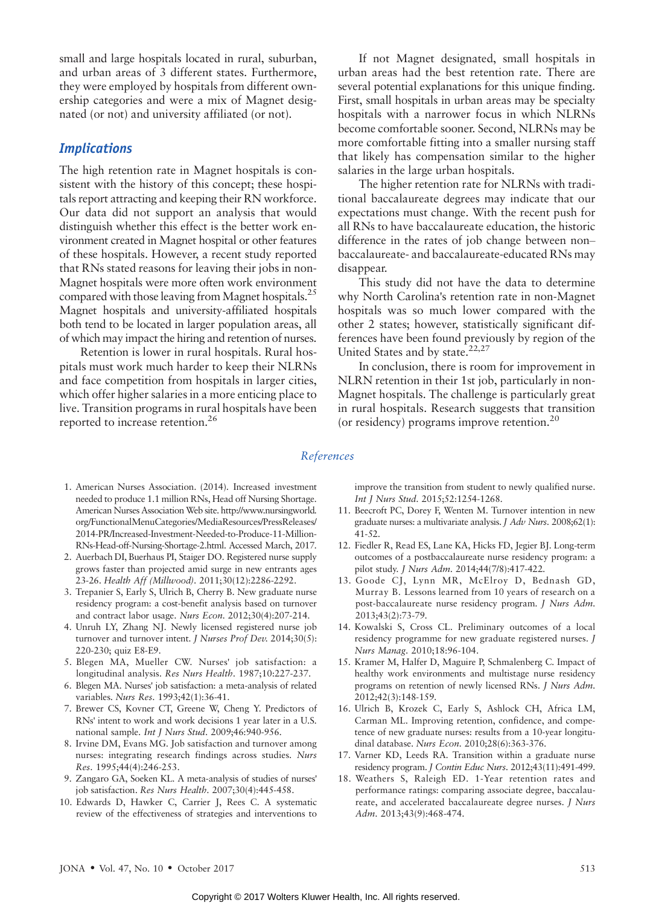small and large hospitals located in rural, suburban, and urban areas of 3 different states. Furthermore, they were employed by hospitals from different ownership categories and were a mix of Magnet designated (or not) and university affiliated (or not).

## Implications

The high retention rate in Magnet hospitals is consistent with the history of this concept; these hospitals report attracting and keeping their RN workforce. Our data did not support an analysis that would distinguish whether this effect is the better work environment created in Magnet hospital or other features of these hospitals. However, a recent study reported that RNs stated reasons for leaving their jobs in non-Magnet hospitals were more often work environment compared with those leaving from Magnet hospitals.[25] Magnet hospitals and university-affiliated hospitals both tend to be located in larger population areas, all of which may impact the hiring and retention of nurses.

Retention is lower in rural hospitals. Rural hospitals must work much harder to keep their NLRNs and face competition from hospitals in larger cities, which offer higher salaries in a more enticing place to live. Transition programs in rural hospitals have been reported to increase retention.[26]

If not Magnet designated, small hospitals in urban areas had the best retention rate. There are several potential explanations for this unique finding. First, small hospitals in urban areas may be specialty hospitals with a narrower focus in which NLRNs become comfortable sooner. Second, NLRNs may be more comfortable fitting into a smaller nursing staff that likely has compensation similar to the higher salaries in the large urban hospitals.

The higher retention rate for NLRNs with traditional baccalaureate degrees may indicate that our expectations must change. With the recent push for all RNs to have baccalaureate education, the historic difference in the rates of job change between non–baccalaureate- and baccalaureate-educated RNs may disappear.

This study did not have the data to determine why North Carolina's retention rate in non-Magnet hospitals was so much lower compared with the other 2 states; however, statistically significant differences have been found previously by region of the United States and by state.[22,27]

In conclusion, there is room for improvement in NLRN retention in their 1st job, particularly in non-Magnet hospitals. The challenge is particularly great in rural hospitals. Research suggests that transition (or residency) programs improve retention.[20]

## References

1. American Nurses Association. (2014). Increased investment needed to produce 1.1 million RNs, Head off Nursing Shortage. American Nurses Association Web site. http://www.nursingworld.org/FunctionalMenuCategories/MediaResources/PressReleases/2014-PR/Increased-Investment-Needed-to-Produce-11-Million-RNs-Head-off-Nursing-Shortage-2.html. Accessed March, 2017.
2. Auerbach DI, Buerhaus PI, Staiger DO. Registered nurse supply grows faster than projected amid surge in new entrants ages 23-26. *Health Aff (Millwood)*. 2011;30(12):2286-2292.
3. Trepanier S, Early S, Ulrich B, Cherry B. New graduate nurse residency program: a cost-benefit analysis based on turnover and contract labor usage. *Nurs Econ*. 2012;30(4):207-214.
4. Unruh LY, Zhang NJ. Newly licensed registered nurse job turnover and turnover intent. *J Nurses Prof Dev*. 2014;30(5):220-230; quiz E8-E9.
5. Blegen MA, Mueller CW. Nurses' job satisfaction: a longitudinal analysis. *Res Nurs Health*. 1987;10:227-237.
6. Blegen MA. Nurses' job satisfaction: a meta-analysis of related variables. *Nurs Res*. 1993;42(1):36-41.
7. Brewer CS, Kovner CT, Greene W, Cheng Y. Predictors of RNs' intent to work and work decisions 1 year later in a U.S. national sample. *Int J Nurs Stud*. 2009;46:940-956.
8. Irvine DM, Evans MG. Job satisfaction and turnover among nurses: integrating research findings across studies. *Nurs Res*. 1995;44(4):246-253.
9. Zangaro GA, Soeken KL. A meta-analysis of studies of nurses' job satisfaction. *Res Nurs Health*. 2007;30(4):445-458.
10. Edwards D, Hawker C, Carrier J, Rees C. A systematic review of the effectiveness of strategies and interventions to improve the transition from student to newly qualified nurse. *Int J Nurs Stud*. 2015;52:1254-1268.
11. Beecroft PC, Dorey F, Wenten M. Turnover intention in new graduate nurses: a multivariate analysis. *J Adv Nurs*. 2008;62(1):41-52.
12. Fiedler R, Read ES, Lane KA, Hicks FD, Jegier BJ. Long-term outcomes of a postbaccalaureate nurse residency program: a pilot study. *J Nurs Adm*. 2014;44(7/8):417-422.
13. Goode CJ, Lynn MR, McElroy D, Bednash GD, Murray B. Lessons learned from 10 years of research on a post-baccalaureate nurse residency program. *J Nurs Adm*. 2013;43(2):73-79.
14. Kowalski S, Cross CL. Preliminary outcomes of a local residency programme for new graduate registered nurses. *J Nurs Manag*. 2010;18:96-104.
15. Kramer M, Halfer D, Maguire P, Schmalenberg C. Impact of healthy work environments and multistage nurse residency programs on retention of newly licensed RNs. *J Nurs Adm*. 2012;42(3):148-159.
16. Ulrich B, Krozek C, Early S, Ashlock CH, Africa LM, Carman ML. Improving retention, confidence, and competence of new graduate nurses: results from a 10-year longitudinal database. *Nurs Econ*. 2010;28(6):363-376.
17. Varner KD, Leeds RA. Transition within a graduate nurse residency program. *J Contin Educ Nurs*. 2012;43(11):491-499.
18. Weathers S, Raleigh ED. 1-Year retention rates and performance ratings: comparing associate degree, baccalaureate, and accelerated baccalaureate degree nurses. *J Nurs Adm*. 2013;43(9):468-474.

Copyright © 2017 Wolters Kluwer Health, Inc. All rights reserved.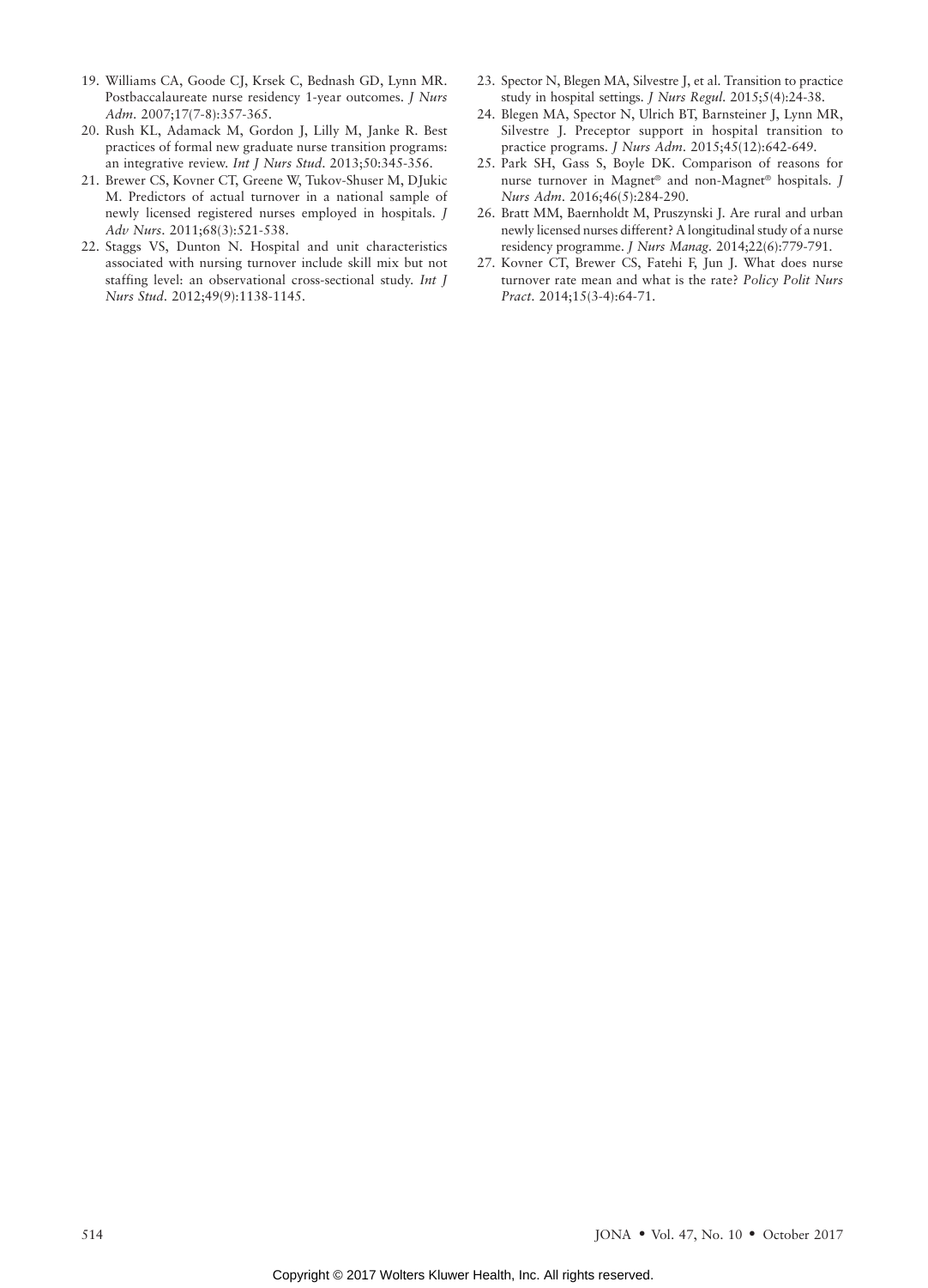19. Williams CA, Goode CJ, Krsek C, Bednash GD, Lynn MR. Postbaccalaureate nurse residency 1-year outcomes. *J Nurs Adm*. 2007;17(7-8):357-365.
20. Rush KL, Adamack M, Gordon J, Lilly M, Janke R. Best practices of formal new graduate nurse transition programs: an integrative review. *Int J Nurs Stud*. 2013;50:345-356.
21. Brewer CS, Kovner CT, Greene W, Tukov-Shuser M, DJukic M. Predictors of actual turnover in a national sample of newly licensed registered nurses employed in hospitals. *J Adv Nurs*. 2011;68(3):521-538.
22. Staggs VS, Dunton N. Hospital and unit characteristics associated with nursing turnover include skill mix but not staffing level: an observational cross-sectional study. *Int J Nurs Stud*. 2012;49(9):1138-1145.
23. Spector N, Blegen MA, Silvestre J, et al. Transition to practice study in hospital settings. *J Nurs Regul*. 2015;5(4):24-38.
24. Blegen MA, Spector N, Ulrich BT, Barnsteiner J, Lynn MR, Silvestre J. Preceptor support in hospital transition to practice programs. *J Nurs Adm*. 2015;45(12):642-649.
25. Park SH, Gass S, Boyle DK. Comparison of reasons for nurse turnover in Magnet® and non-Magnet® hospitals. *J Nurs Adm*. 2016;46(5):284-290.
26. Bratt MM, Baernholdt M, Pruszynski J. Are rural and urban newly licensed nurses different? A longitudinal study of a nurse residency programme. *J Nurs Manag*. 2014;22(6):779-791.
27. Kovner CT, Brewer CS, Fatehi F, Jun J. What does nurse turnover rate mean and what is the rate? *Policy Polit Nurs Pract*. 2014;15(3-4):64-71.